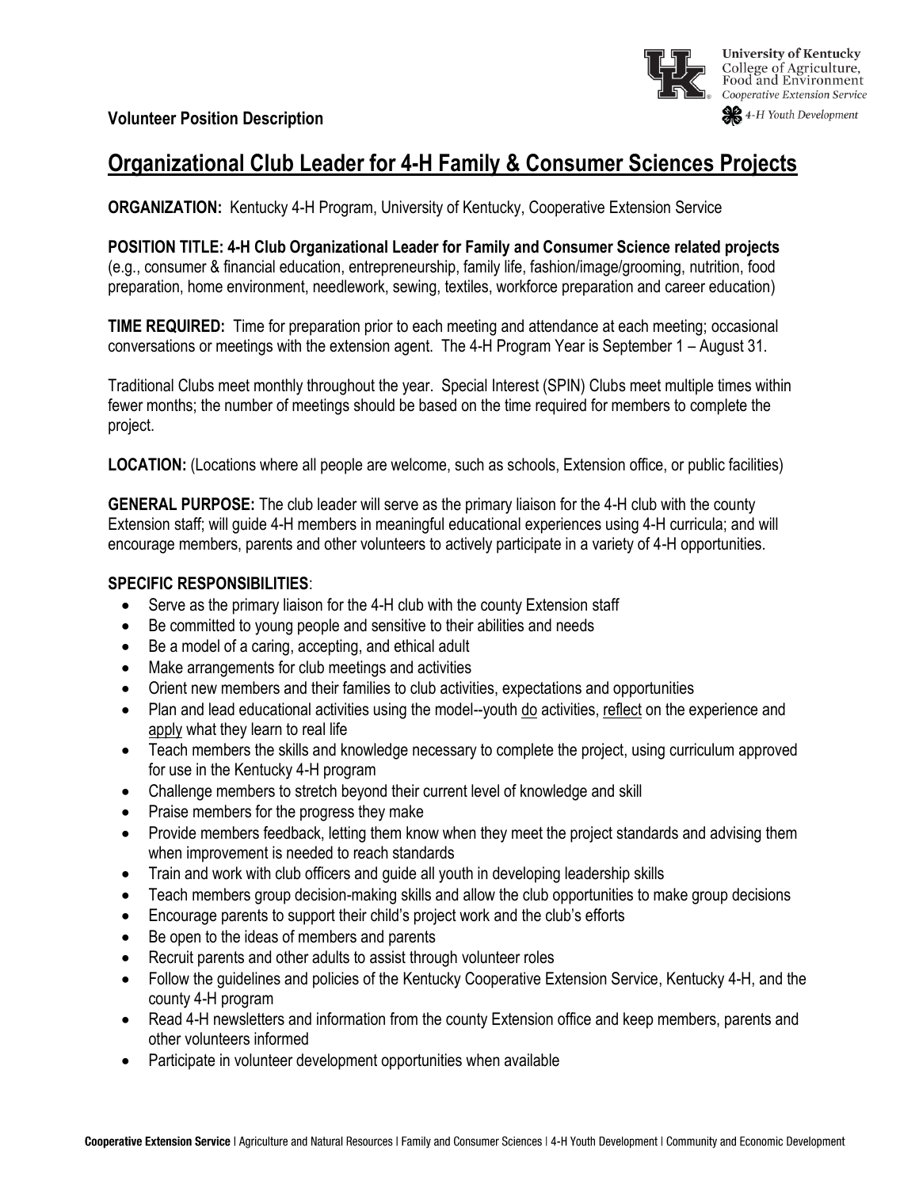**Volunteer Position Description**

# Organizational Club Leader for 4-H Family & Consumer Sciences Projects

**ORGANIZATION:** Kentucky 4-H Program, University of Kentucky, Cooperative Extension Service

**POSITION TITLE: 4-H Club Organizational Leader for Family and Consumer Science related projects** (e.g., consumer & financial education, entrepreneurship, family life, fashion/image/grooming, nutrition, food preparation, home environment, needlework, sewing, textiles, workforce preparation and career education)

**TIME REQUIRED:** Time for preparation prior to each meeting and attendance at each meeting; occasional conversations or meetings with the extension agent. The 4-H Program Year is September 1 – August 31.

Traditional Clubs meet monthly throughout the year. Special Interest (SPIN) Clubs meet multiple times within fewer months; the number of meetings should be based on the time required for members to complete the project.

**LOCATION:** (Locations where all people are welcome, such as schools, Extension office, or public facilities)

**GENERAL PURPOSE:** The club leader will serve as the primary liaison for the 4-H club with the county Extension staff; will guide 4-H members in meaningful educational experiences using 4-H curricula; and will encourage members, parents and other volunteers to actively participate in a variety of 4-H opportunities.

**SPECIFIC RESPONSIBILITIES**:

- Serve as the primary liaison for the 4-H club with the county Extension staff
- Be committed to young people and sensitive to their abilities and needs
- Be a model of a caring, accepting, and ethical adult
- Make arrangements for club meetings and activities
- Orient new members and their families to club activities, expectations and opportunities
- Plan and lead educational activities using the model--youth <u>do</u> activities, <u>reflect</u> on the experience and <u>apply</u> what they learn to real life
- Teach members the skills and knowledge necessary to complete the project, using curriculum approved for use in the Kentucky 4-H program
- Challenge members to stretch beyond their current level of knowledge and skill
- Praise members for the progress they make
- Provide members feedback, letting them know when they meet the project standards and advising them when improvement is needed to reach standards
- Train and work with club officers and guide all youth in developing leadership skills
- Teach members group decision-making skills and allow the club opportunities to make group decisions
- Encourage parents to support their child's project work and the club's efforts
- Be open to the ideas of members and parents
- Recruit parents and other adults to assist through volunteer roles
- Follow the guidelines and policies of the Kentucky Cooperative Extension Service, Kentucky 4-H, and the county 4-H program
- Read 4-H newsletters and information from the county Extension office and keep members, parents and other volunteers informed
- Participate in volunteer development opportunities when available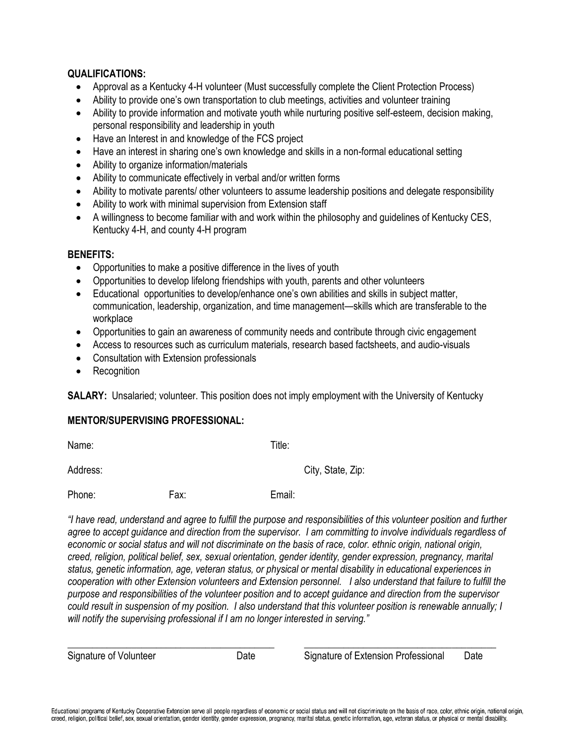**QUALIFICATIONS:**

- Approval as a Kentucky 4-H volunteer (Must successfully complete the Client Protection Process)
- Ability to provide one's own transportation to club meetings, activities and volunteer training
- Ability to provide information and motivate youth while nurturing positive self-esteem, decision making, personal responsibility and leadership in youth
- Have an Interest in and knowledge of the FCS project
- Have an interest in sharing one's own knowledge and skills in a non-formal educational setting
- Ability to organize information/materials
- Ability to communicate effectively in verbal and/or written forms
- Ability to motivate parents/ other volunteers to assume leadership positions and delegate responsibility
- Ability to work with minimal supervision from Extension staff
- A willingness to become familiar with and work within the philosophy and guidelines of Kentucky CES, Kentucky 4-H, and county 4-H program

**BENEFITS:**

- Opportunities to make a positive difference in the lives of youth
- Opportunities to develop lifelong friendships with youth, parents and other volunteers
- Educational opportunities to develop/enhance one's own abilities and skills in subject matter, communication, leadership, organization, and time management—skills which are transferable to the workplace
- Opportunities to gain an awareness of community needs and contribute through civic engagement
- Access to resources such as curriculum materials, research based factsheets, and audio-visuals
- Consultation with Extension professionals
- Recognition

**SALARY:** Unsalaried; volunteer. This position does not imply employment with the University of Kentucky

**MENTOR/SUPERVISING PROFESSIONAL:**

Name: Title:

Address: City, State, Zip:

Phone: Fax: Email:

*"I have read, understand and agree to fulfill the purpose and responsibilities of this volunteer position and further agree to accept guidance and direction from the supervisor. I am committing to involve individuals regardless of economic or social status and will not discriminate on the basis of race, color. ethnic origin, national origin, creed, religion, political belief, sex, sexual orientation, gender identity, gender expression, pregnancy, marital status, genetic information, age, veteran status, or physical or mental disability in educational experiences in cooperation with other Extension volunteers and Extension personnel. I also understand that failure to fulfill the purpose and responsibilities of the volunteer position and to accept guidance and direction from the supervisor could result in suspension of my position. I also understand that this volunteer position is renewable annually; I will notify the supervising professional if I am no longer interested in serving."*

\_\_\_\_\_\_\_\_\_\_\_\_\_\_\_\_\_\_\_\_\_\_\_\_\_\_\_\_\_\_\_\_\_\_\_\_\_\_\_\_ \_\_\_\_\_\_\_\_\_\_\_\_\_\_\_\_\_\_\_\_\_\_\_\_\_\_\_\_\_\_\_\_\_\_\_\_\_\_\_\_

Signature of Volunteer Date Signature of Extension Professional Date

Educational programs of Kentucky Cooperative Extension serve all people regardless of economic or social status and will not discriminate on the basis of race, color, ethnic origin, national origin, creed, religion, political belief, sex, sexual orientation, gender identity, gender expression, pregnancy, marital status, genetic information, age, veteran status, or physical or mental disability.